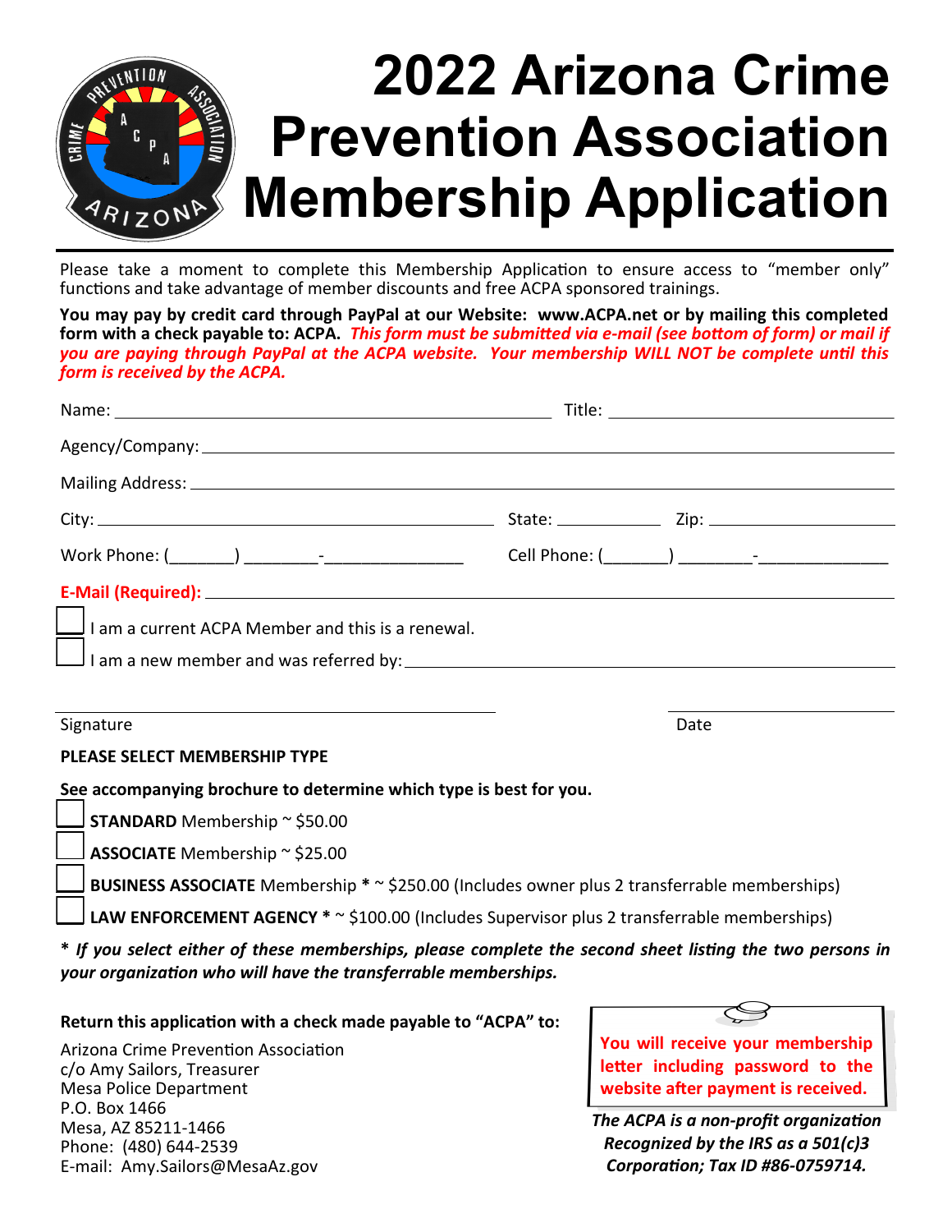# 2022 Arizona Crime Prevention Association Membership Application

Please take a moment to complete this Membership Application to ensure access to "member only" functions and take advantage of member discounts and free ACPA sponsored trainings.

**You may pay by credit card through PayPal at our Website: www.ACPA.net or by mailing this completed form with a check payable to: ACPA.** ***This form must be submitted via e-mail (see bottom of form) or mail if you are paying through PayPal at the ACPA website. Your membership WILL NOT be complete until this form is received by the ACPA.***

Name: ______________________________ Title: ______________________

Agency/Company: ______________________________________________

Mailing Address: ______________________________________________

City: ____________________________ State: __________ Zip: ______________

Work Phone: (_______) ________-_______________ Cell Phone: (_______) ________-______________

**E-Mail (Required):** ______________________________________________

☐ I am a current ACPA Member and this is a renewal.

☐ I am a new member and was referred by: ______________________________

______________________________ ______________________
Signature Date

**PLEASE SELECT MEMBERSHIP TYPE**

**See accompanying brochure to determine which type is best for you.**

☐ **STANDARD** Membership ~ $50.00

☐ **ASSOCIATE** Membership ~ $25.00

☐ **BUSINESS ASSOCIATE** Membership **\*** ~ $250.00 (Includes owner plus 2 transferrable memberships)

☐ **LAW ENFORCEMENT AGENCY \*** ~ $100.00 (Includes Supervisor plus 2 transferrable memberships)

***\* If you select either of these memberships, please complete the second sheet listing the two persons in your organization who will have the transferrable memberships.***

**Return this application with a check made payable to "ACPA" to:**

Arizona Crime Prevention Association
c/o Amy Sailors, Treasurer
Mesa Police Department
P.O. Box 1466
Mesa, AZ 85211-1466
Phone: (480) 644-2539
E-mail: Amy.Sailors@MesaAz.gov

**You will receive your membership letter including password to the website after payment is received.**

***The ACPA is a non-profit organization Recognized by the IRS as a 501(c)3 Corporation; Tax ID #86-0759714.***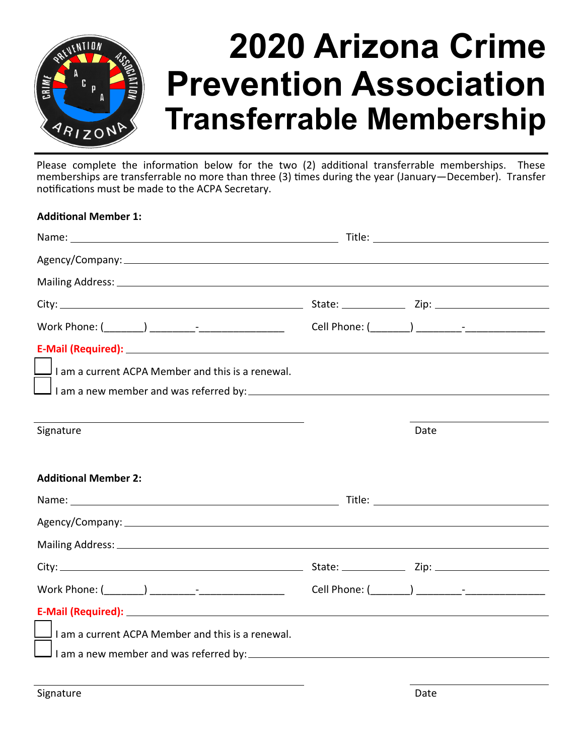# 2020 Arizona Crime Prevention Association Transferrable Membership

Please complete the information below for the two (2) additional transferrable memberships. These memberships are transferrable no more than three (3) times during the year (January—December). Transfer notifications must be made to the ACPA Secretary.

**Additional Member 1:**

Name: ______________________________ Title: ______________________

Agency/Company: ______________________________________________

Mailing Address: ______________________________________________

City: ______________________________ State: __________ Zip: ______________

Work Phone: (_______) ________-_______________ Cell Phone: (_______) ________-______________

**E-Mail (Required):** ______________________________________________

☐ I am a current ACPA Member and this is a renewal.

☐ I am a new member and was referred by: ______________________________

______________________________ ______________

Signature Date

**Additional Member 2:**

Name: ______________________________ Title: ______________________

Agency/Company: ______________________________________________

Mailing Address: ______________________________________________

City: ______________________________ State: __________ Zip: ______________

Work Phone: (_______) ________-_______________ Cell Phone: (_______) ________-______________

**E-Mail (Required):** ______________________________________________

☐ I am a current ACPA Member and this is a renewal.

☐ I am a new member and was referred by: ______________________________

______________________________ ______________

Signature Date